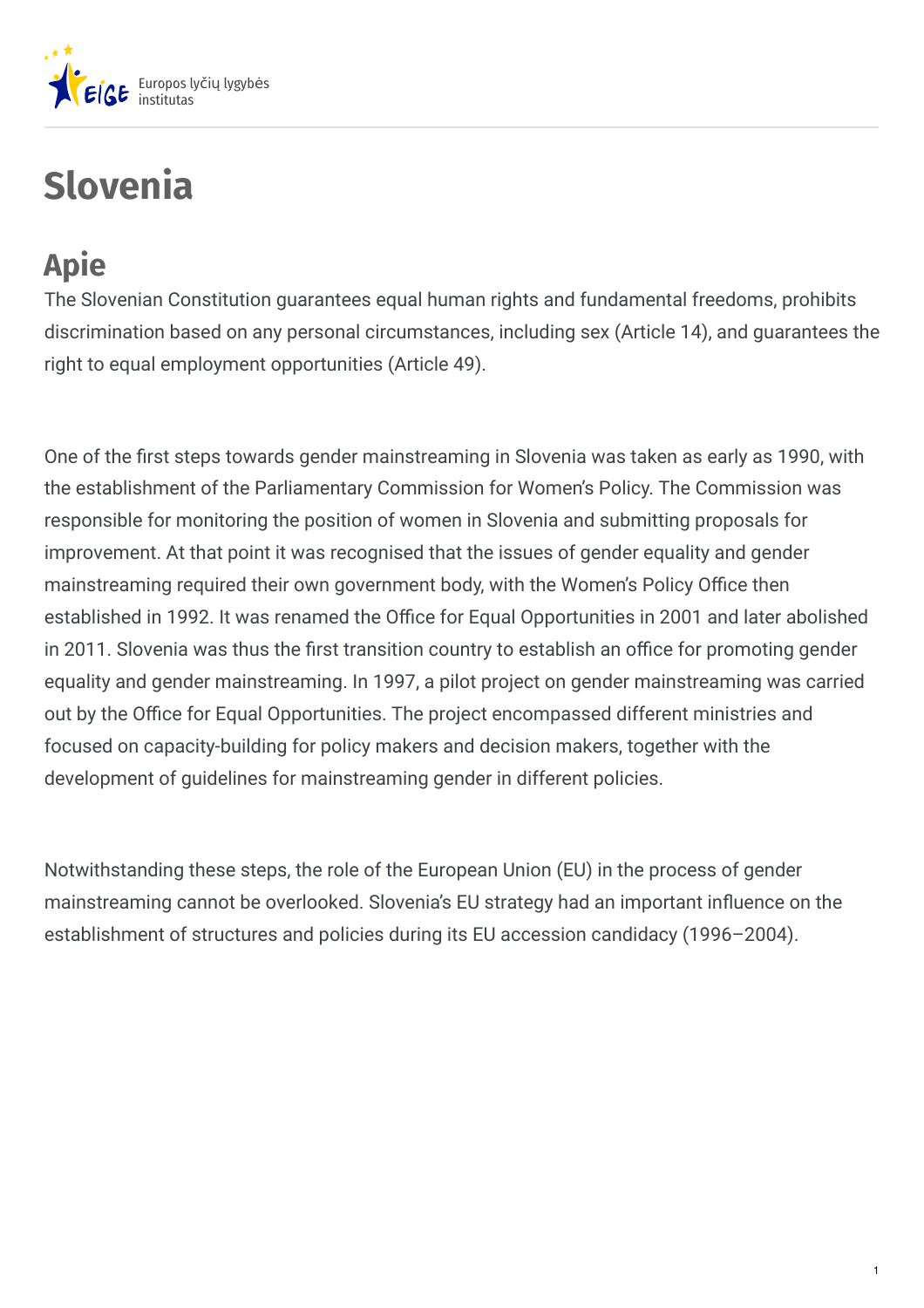# Slovenia

## Apie

The Slovenian Constitution guarantees equal human rights and fundamental freedoms, prohibits discrimination based on any personal circumstances, including sex (Article 14), and guarantees the right to equal employment opportunities (Article 49).

One of the first steps towards gender mainstreaming in Slovenia was taken as early as 1990, with the establishment of the Parliamentary Commission for Women's Policy. The Commission was responsible for monitoring the position of women in Slovenia and submitting proposals for improvement. At that point it was recognised that the issues of gender equality and gender mainstreaming required their own government body, with the Women's Policy Office then established in 1992. It was renamed the Office for Equal Opportunities in 2001 and later abolished in 2011. Slovenia was thus the first transition country to establish an office for promoting gender equality and gender mainstreaming. In 1997, a pilot project on gender mainstreaming was carried out by the Office for Equal Opportunities. The project encompassed different ministries and focused on capacity-building for policy makers and decision makers, together with the development of guidelines for mainstreaming gender in different policies.

Notwithstanding these steps, the role of the European Union (EU) in the process of gender mainstreaming cannot be overlooked. Slovenia's EU strategy had an important influence on the establishment of structures and policies during its EU accession candidacy (1996–2004).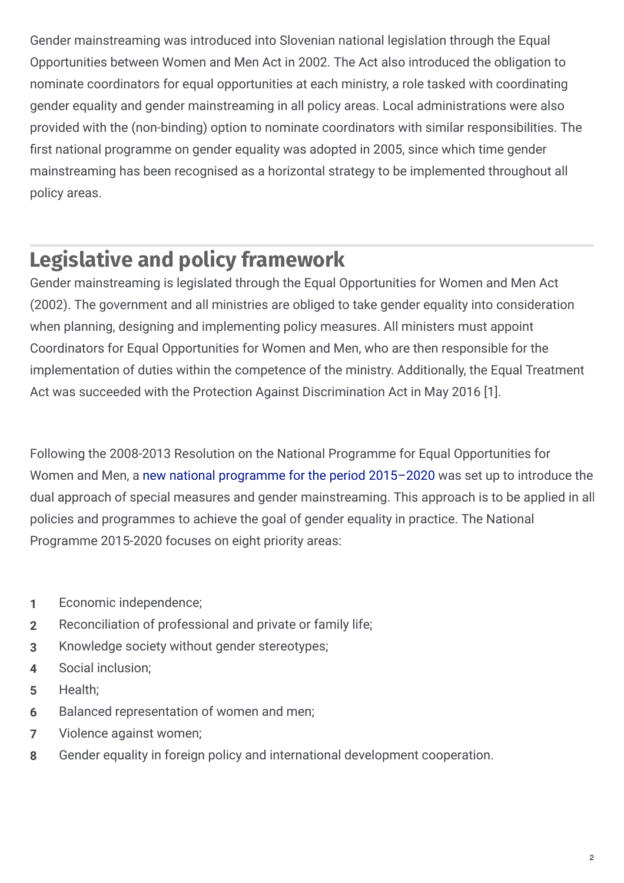Gender mainstreaming was introduced into Slovenian national legislation through the Equal Opportunities between Women and Men Act in 2002. The Act also introduced the obligation to nominate coordinators for equal opportunities at each ministry, a role tasked with coordinating gender equality and gender mainstreaming in all policy areas. Local administrations were also provided with the (non-binding) option to nominate coordinators with similar responsibilities. The first national programme on gender equality was adopted in 2005, since which time gender mainstreaming has been recognised as a horizontal strategy to be implemented throughout all policy areas.

## Legislative and policy framework

Gender mainstreaming is legislated through the Equal Opportunities for Women and Men Act (2002). The government and all ministries are obliged to take gender equality into consideration when planning, designing and implementing policy measures. All ministers must appoint Coordinators for Equal Opportunities for Women and Men, who are then responsible for the implementation of duties within the competence of the ministry. Additionally, the Equal Treatment Act was succeeded with the Protection Against Discrimination Act in May 2016 [1].

Following the 2008-2013 Resolution on the National Programme for Equal Opportunities for Women and Men, a new national programme for the period 2015–2020 was set up to introduce the dual approach of special measures and gender mainstreaming. This approach is to be applied in all policies and programmes to achieve the goal of gender equality in practice. The National Programme 2015-2020 focuses on eight priority areas:

1. Economic independence;
2. Reconciliation of professional and private or family life;
3. Knowledge society without gender stereotypes;
4. Social inclusion;
5. Health;
6. Balanced representation of women and men;
7. Violence against women;
8. Gender equality in foreign policy and international development cooperation.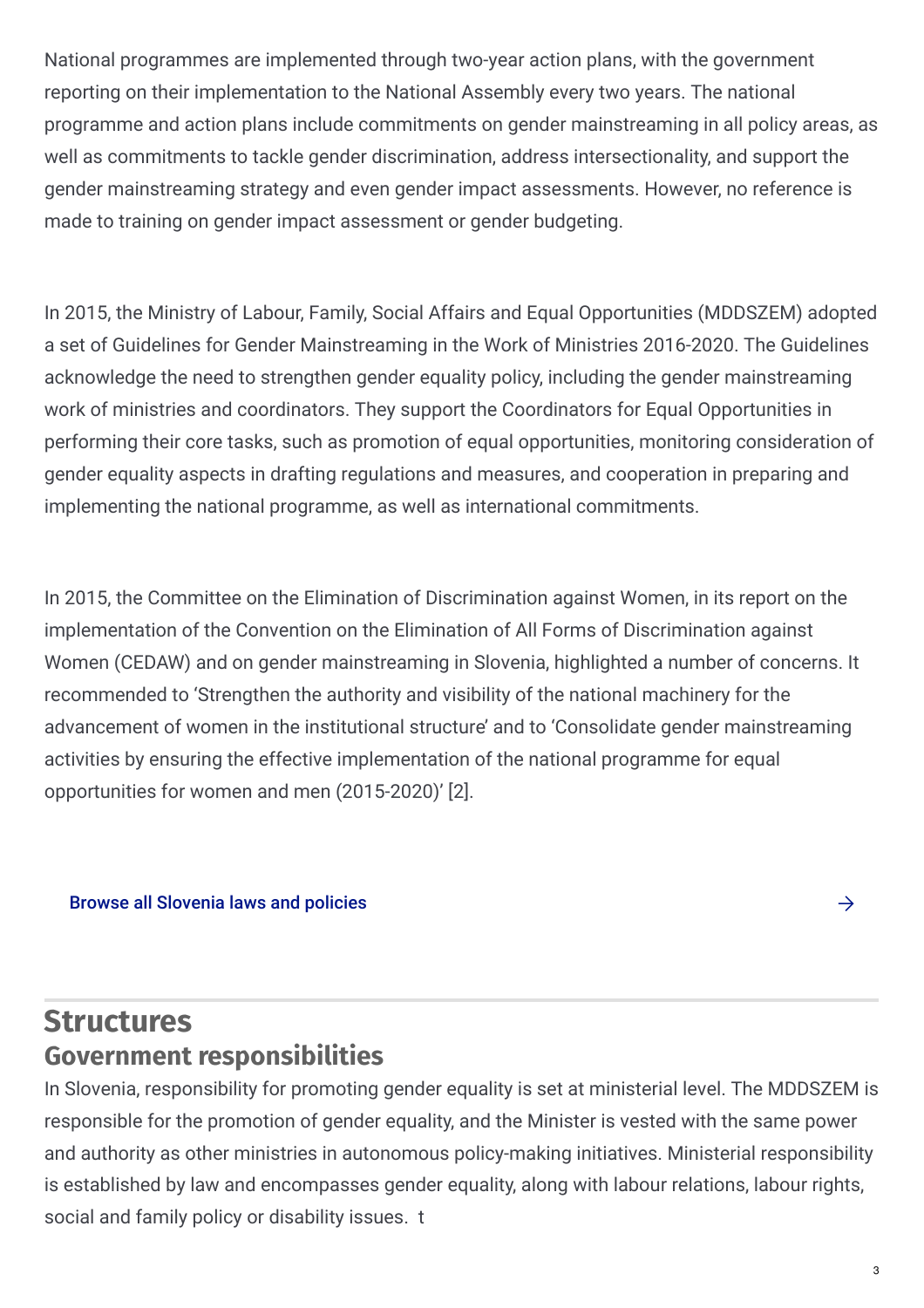National programmes are implemented through two-year action plans, with the government reporting on their implementation to the National Assembly every two years. The national programme and action plans include commitments on gender mainstreaming in all policy areas, as well as commitments to tackle gender discrimination, address intersectionality, and support the gender mainstreaming strategy and even gender impact assessments. However, no reference is made to training on gender impact assessment or gender budgeting.

In 2015, the Ministry of Labour, Family, Social Affairs and Equal Opportunities (MDDSZEM) adopted a set of Guidelines for Gender Mainstreaming in the Work of Ministries 2016-2020. The Guidelines acknowledge the need to strengthen gender equality policy, including the gender mainstreaming work of ministries and coordinators. They support the Coordinators for Equal Opportunities in performing their core tasks, such as promotion of equal opportunities, monitoring consideration of gender equality aspects in drafting regulations and measures, and cooperation in preparing and implementing the national programme, as well as international commitments.

In 2015, the Committee on the Elimination of Discrimination against Women, in its report on the implementation of the Convention on the Elimination of All Forms of Discrimination against Women (CEDAW) and on gender mainstreaming in Slovenia, highlighted a number of concerns. It recommended to 'Strengthen the authority and visibility of the national machinery for the advancement of women in the institutional structure' and to 'Consolidate gender mainstreaming activities by ensuring the effective implementation of the national programme for equal opportunities for women and men (2015-2020)' [2].

Browse all Slovenia laws and policies →

# Structures

## Government responsibilities

In Slovenia, responsibility for promoting gender equality is set at ministerial level. The MDDSZEM is responsible for the promotion of gender equality, and the Minister is vested with the same power and authority as other ministries in autonomous policy-making initiatives. Ministerial responsibility is established by law and encompasses gender equality, along with labour relations, labour rights, social and family policy or disability issues. t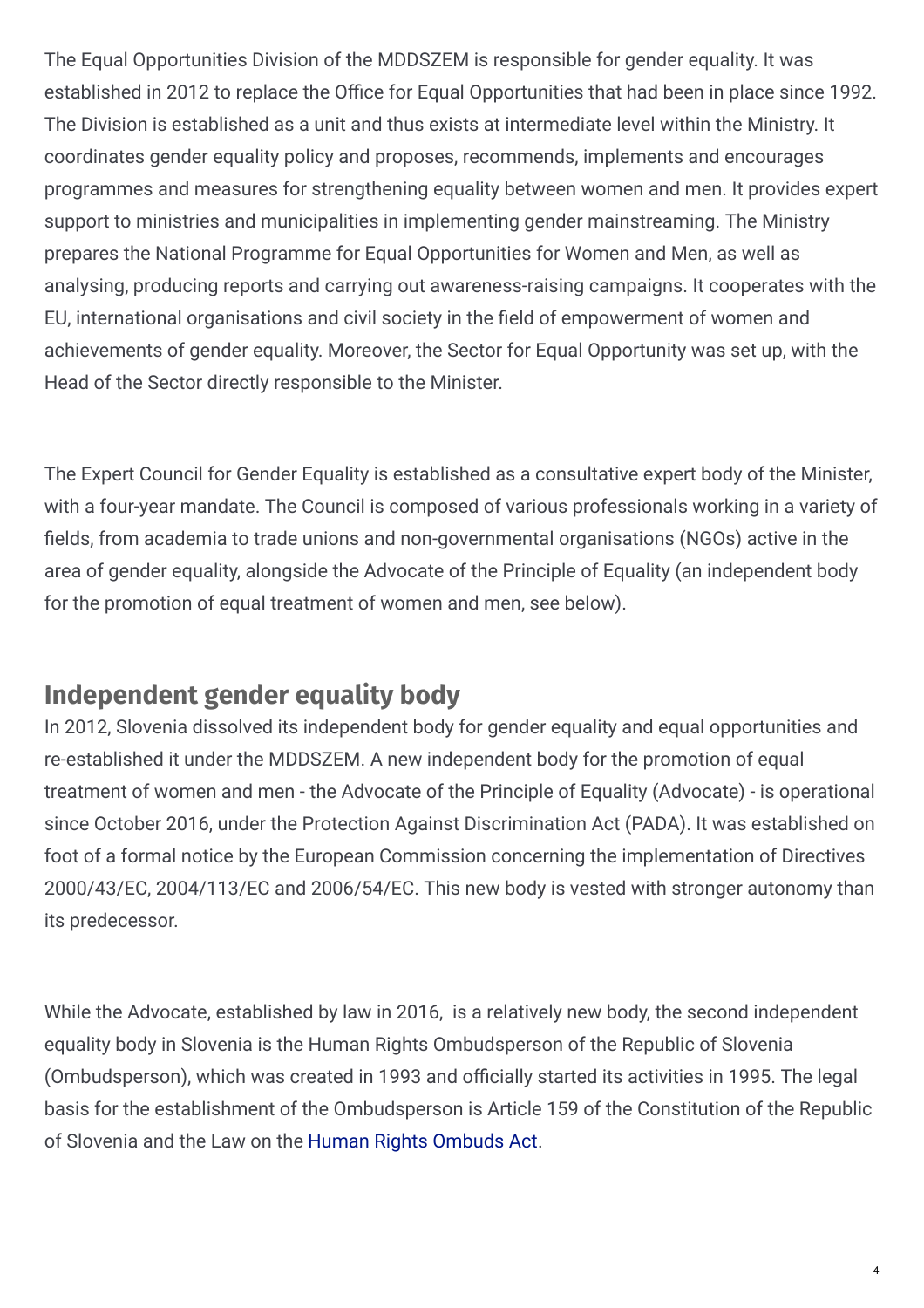The Equal Opportunities Division of the MDDSZEM is responsible for gender equality. It was established in 2012 to replace the Office for Equal Opportunities that had been in place since 1992. The Division is established as a unit and thus exists at intermediate level within the Ministry. It coordinates gender equality policy and proposes, recommends, implements and encourages programmes and measures for strengthening equality between women and men. It provides expert support to ministries and municipalities in implementing gender mainstreaming. The Ministry prepares the National Programme for Equal Opportunities for Women and Men, as well as analysing, producing reports and carrying out awareness-raising campaigns. It cooperates with the EU, international organisations and civil society in the field of empowerment of women and achievements of gender equality. Moreover, the Sector for Equal Opportunity was set up, with the Head of the Sector directly responsible to the Minister.

The Expert Council for Gender Equality is established as a consultative expert body of the Minister, with a four-year mandate. The Council is composed of various professionals working in a variety of fields, from academia to trade unions and non-governmental organisations (NGOs) active in the area of gender equality, alongside the Advocate of the Principle of Equality (an independent body for the promotion of equal treatment of women and men, see below).

## Independent gender equality body

In 2012, Slovenia dissolved its independent body for gender equality and equal opportunities and re-established it under the MDDSZEM. A new independent body for the promotion of equal treatment of women and men - the Advocate of the Principle of Equality (Advocate) - is operational since October 2016, under the Protection Against Discrimination Act (PADA). It was established on foot of a formal notice by the European Commission concerning the implementation of Directives 2000/43/EC, 2004/113/EC and 2006/54/EC. This new body is vested with stronger autonomy than its predecessor.

While the Advocate, established by law in 2016, is a relatively new body, the second independent equality body in Slovenia is the Human Rights Ombudsperson of the Republic of Slovenia (Ombudsperson), which was created in 1993 and officially started its activities in 1995. The legal basis for the establishment of the Ombudsperson is Article 159 of the Constitution of the Republic of Slovenia and the Law on the Human Rights Ombuds Act.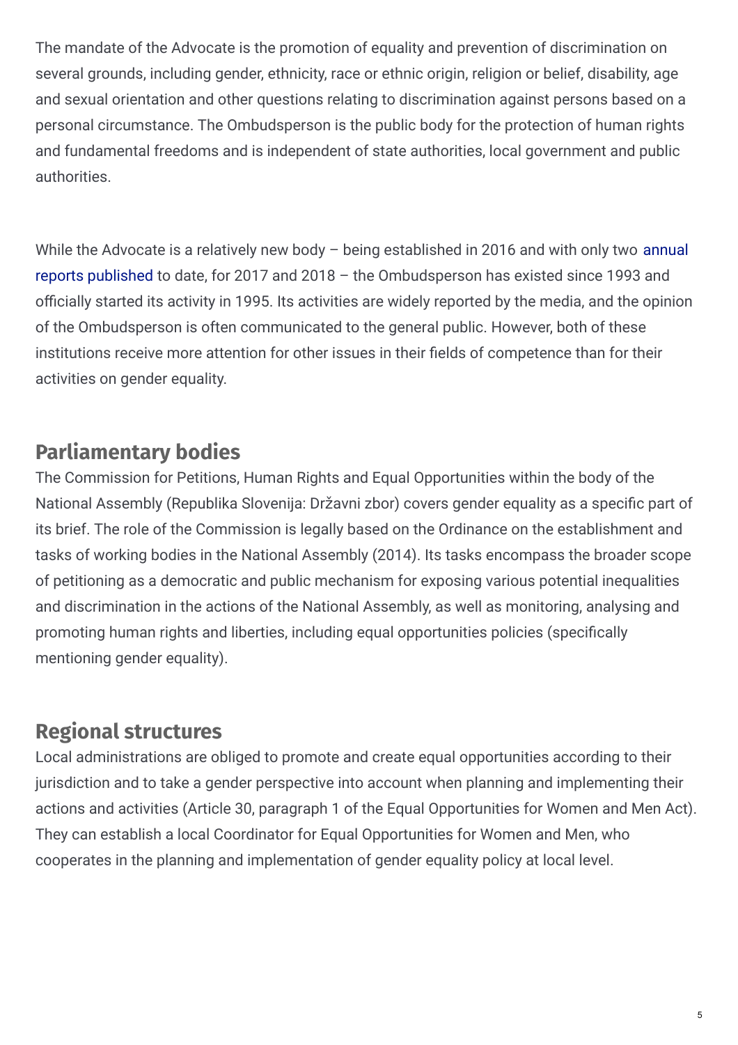The mandate of the Advocate is the promotion of equality and prevention of discrimination on several grounds, including gender, ethnicity, race or ethnic origin, religion or belief, disability, age and sexual orientation and other questions relating to discrimination against persons based on a personal circumstance. The Ombudsperson is the public body for the protection of human rights and fundamental freedoms and is independent of state authorities, local government and public authorities.

While the Advocate is a relatively new body – being established in 2016 and with only two annual reports published to date, for 2017 and 2018 – the Ombudsperson has existed since 1993 and officially started its activity in 1995. Its activities are widely reported by the media, and the opinion of the Ombudsperson is often communicated to the general public. However, both of these institutions receive more attention for other issues in their fields of competence than for their activities on gender equality.

## Parliamentary bodies

The Commission for Petitions, Human Rights and Equal Opportunities within the body of the National Assembly (Republika Slovenija: Državni zbor) covers gender equality as a specific part of its brief. The role of the Commission is legally based on the Ordinance on the establishment and tasks of working bodies in the National Assembly (2014). Its tasks encompass the broader scope of petitioning as a democratic and public mechanism for exposing various potential inequalities and discrimination in the actions of the National Assembly, as well as monitoring, analysing and promoting human rights and liberties, including equal opportunities policies (specifically mentioning gender equality).

## Regional structures

Local administrations are obliged to promote and create equal opportunities according to their jurisdiction and to take a gender perspective into account when planning and implementing their actions and activities (Article 30, paragraph 1 of the Equal Opportunities for Women and Men Act). They can establish a local Coordinator for Equal Opportunities for Women and Men, who cooperates in the planning and implementation of gender equality policy at local level.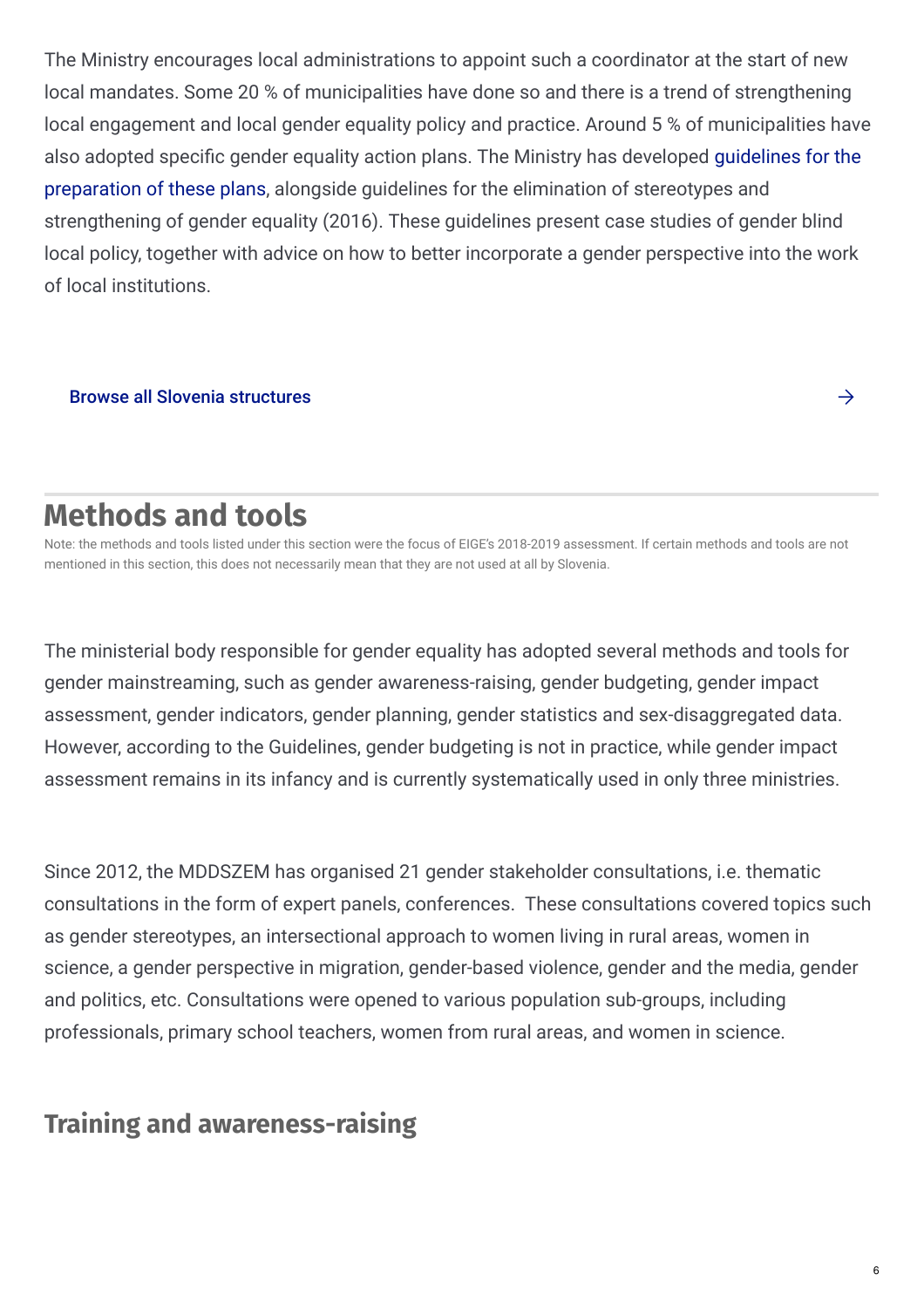The Ministry encourages local administrations to appoint such a coordinator at the start of new local mandates. Some 20 % of municipalities have done so and there is a trend of strengthening local engagement and local gender equality policy and practice. Around 5 % of municipalities have also adopted specific gender equality action plans. The Ministry has developed guidelines for the preparation of these plans, alongside guidelines for the elimination of stereotypes and strengthening of gender equality (2016). These guidelines present case studies of gender blind local policy, together with advice on how to better incorporate a gender perspective into the work of local institutions.

Browse all Slovenia structures →

## Methods and tools

Note: the methods and tools listed under this section were the focus of EIGE's 2018-2019 assessment. If certain methods and tools are not mentioned in this section, this does not necessarily mean that they are not used at all by Slovenia.

The ministerial body responsible for gender equality has adopted several methods and tools for gender mainstreaming, such as gender awareness-raising, gender budgeting, gender impact assessment, gender indicators, gender planning, gender statistics and sex-disaggregated data. However, according to the Guidelines, gender budgeting is not in practice, while gender impact assessment remains in its infancy and is currently systematically used in only three ministries.

Since 2012, the MDDSZEM has organised 21 gender stakeholder consultations, i.e. thematic consultations in the form of expert panels, conferences. These consultations covered topics such as gender stereotypes, an intersectional approach to women living in rural areas, women in science, a gender perspective in migration, gender-based violence, gender and the media, gender and politics, etc. Consultations were opened to various population sub-groups, including professionals, primary school teachers, women from rural areas, and women in science.

### Training and awareness-raising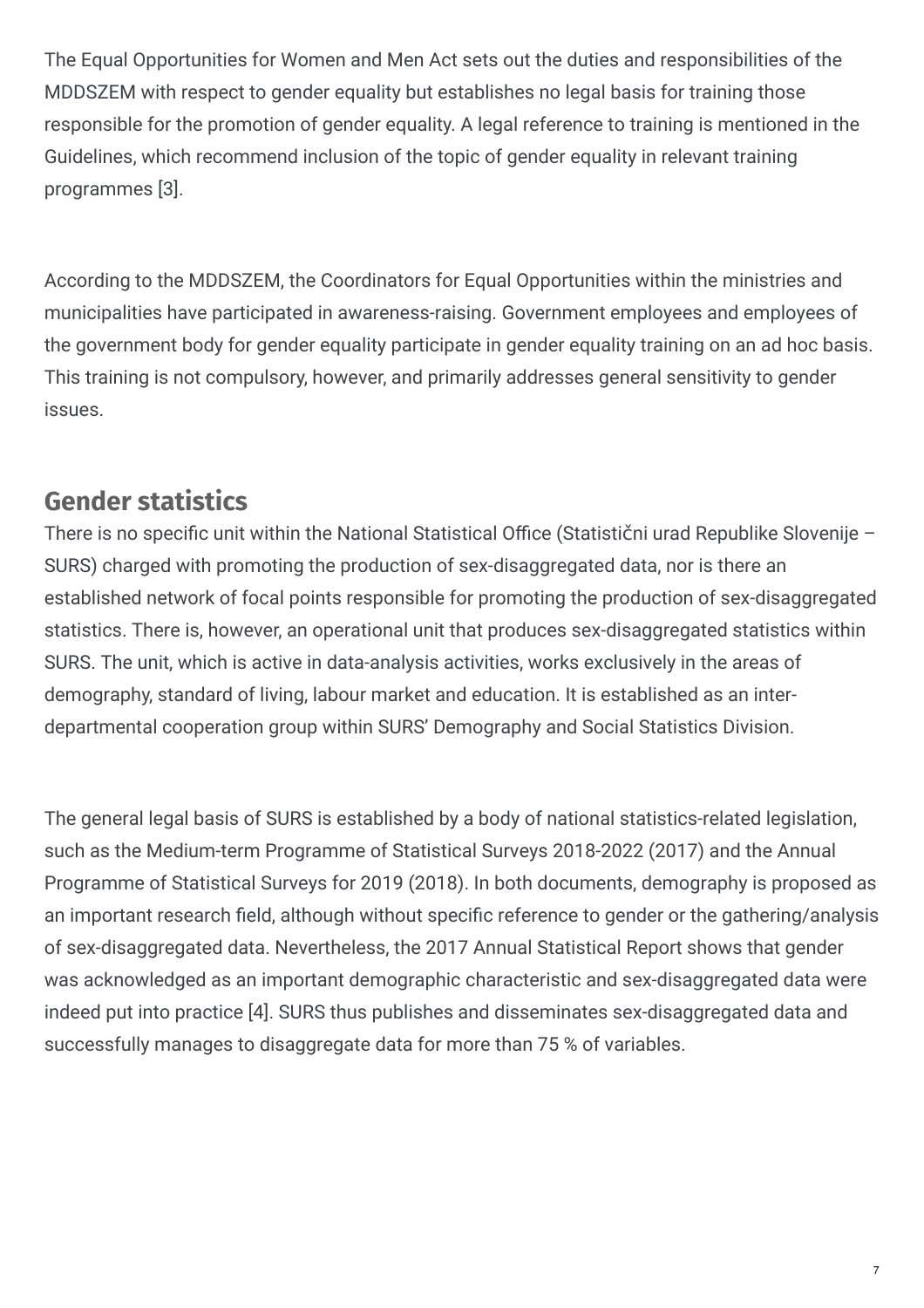The Equal Opportunities for Women and Men Act sets out the duties and responsibilities of the MDDSZEM with respect to gender equality but establishes no legal basis for training those responsible for the promotion of gender equality. A legal reference to training is mentioned in the Guidelines, which recommend inclusion of the topic of gender equality in relevant training programmes [3].

According to the MDDSZEM, the Coordinators for Equal Opportunities within the ministries and municipalities have participated in awareness-raising. Government employees and employees of the government body for gender equality participate in gender equality training on an ad hoc basis. This training is not compulsory, however, and primarily addresses general sensitivity to gender issues.

## Gender statistics

There is no specific unit within the National Statistical Office (Statistični urad Republike Slovenije – SURS) charged with promoting the production of sex-disaggregated data, nor is there an established network of focal points responsible for promoting the production of sex-disaggregated statistics. There is, however, an operational unit that produces sex-disaggregated statistics within SURS. The unit, which is active in data-analysis activities, works exclusively in the areas of demography, standard of living, labour market and education. It is established as an inter-departmental cooperation group within SURS' Demography and Social Statistics Division.

The general legal basis of SURS is established by a body of national statistics-related legislation, such as the Medium-term Programme of Statistical Surveys 2018-2022 (2017) and the Annual Programme of Statistical Surveys for 2019 (2018). In both documents, demography is proposed as an important research field, although without specific reference to gender or the gathering/analysis of sex-disaggregated data. Nevertheless, the 2017 Annual Statistical Report shows that gender was acknowledged as an important demographic characteristic and sex-disaggregated data were indeed put into practice [4]. SURS thus publishes and disseminates sex-disaggregated data and successfully manages to disaggregate data for more than 75 % of variables.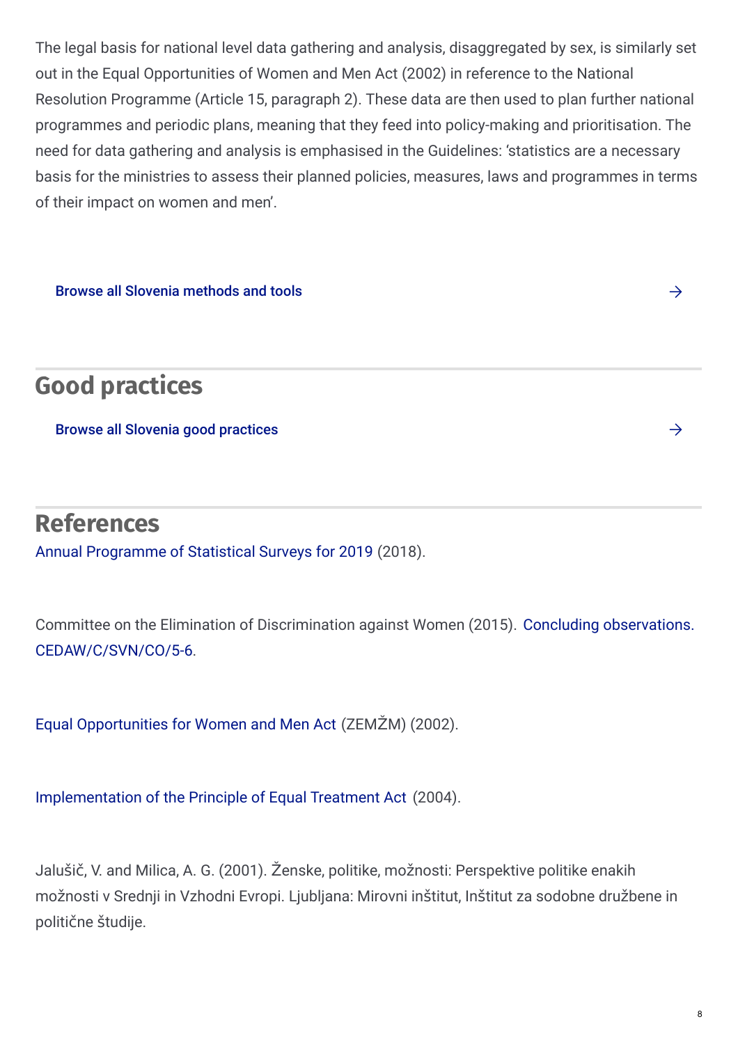The legal basis for national level data gathering and analysis, disaggregated by sex, is similarly set out in the Equal Opportunities of Women and Men Act (2002) in reference to the National Resolution Programme (Article 15, paragraph 2). These data are then used to plan further national programmes and periodic plans, meaning that they feed into policy-making and prioritisation. The need for data gathering and analysis is emphasised in the Guidelines: 'statistics are a necessary basis for the ministries to assess their planned policies, measures, laws and programmes in terms of their impact on women and men'.

Browse all Slovenia methods and tools →

## Good practices

Browse all Slovenia good practices →

## References

Annual Programme of Statistical Surveys for 2019 (2018).

Committee on the Elimination of Discrimination against Women (2015). Concluding observations. CEDAW/C/SVN/CO/5-6.

Equal Opportunities for Women and Men Act (ZEMŽM) (2002).

Implementation of the Principle of Equal Treatment Act (2004).

Jalušič, V. and Milica, A. G. (2001). Ženske, politike, možnosti: Perspektive politike enakih možnosti v Srednji in Vzhodni Evropi. Ljubljana: Mirovni inštitut, Inštitut za sodobne družbene in politične študije.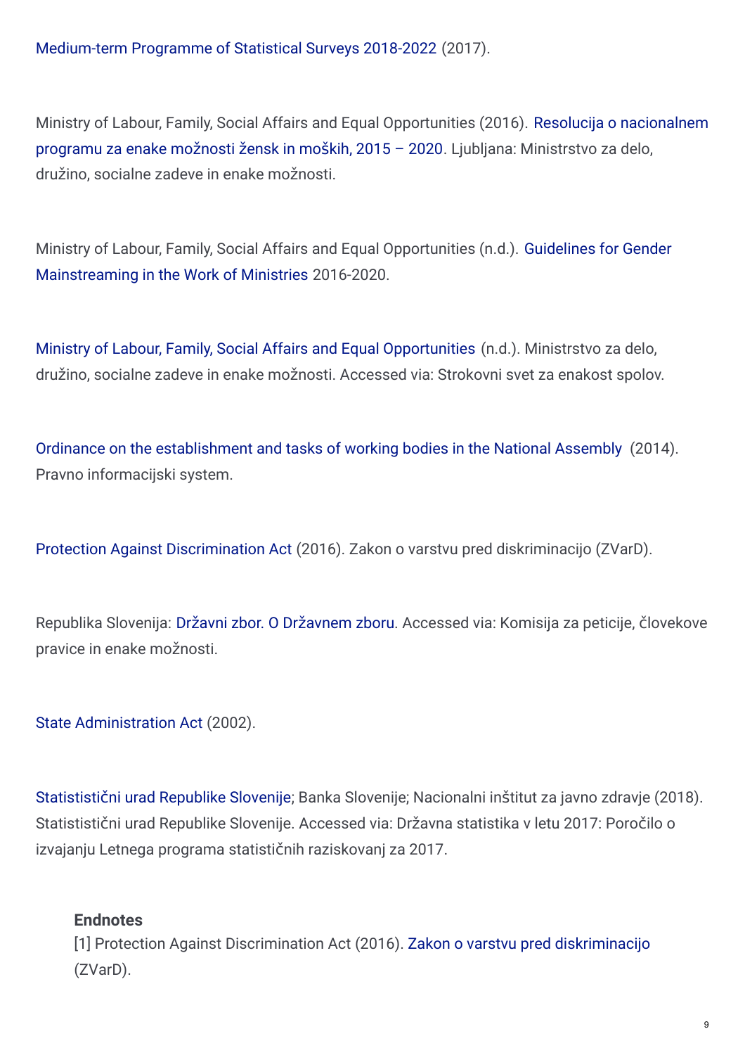Medium-term Programme of Statistical Surveys 2018-2022 (2017).

Ministry of Labour, Family, Social Affairs and Equal Opportunities (2016). Resolucija o nacionalnem programu za enake možnosti žensk in moških, 2015 – 2020. Ljubljana: Ministrstvo za delo, družino, socialne zadeve in enake možnosti.

Ministry of Labour, Family, Social Affairs and Equal Opportunities (n.d.). Guidelines for Gender Mainstreaming in the Work of Ministries 2016-2020.

Ministry of Labour, Family, Social Affairs and Equal Opportunities (n.d.). Ministrstvo za delo, družino, socialne zadeve in enake možnosti. Accessed via: Strokovni svet za enakost spolov.

Ordinance on the establishment and tasks of working bodies in the National Assembly (2014). Pravno informacijski system.

Protection Against Discrimination Act (2016). Zakon o varstvu pred diskriminacijo (ZVarD).

Republika Slovenija: Državni zbor. O Državnem zboru. Accessed via: Komisija za peticije, človekove pravice in enake možnosti.

State Administration Act (2002).

Statististični urad Republike Slovenije; Banka Slovenije; Nacionalni inštitut za javno zdravje (2018). Statististični urad Republike Slovenije. Accessed via: Državna statistika v letu 2017: Poročilo o izvajanju Letnega programa statističnih raziskovanj za 2017.

**Endnotes**

[1] Protection Against Discrimination Act (2016). Zakon o varstvu pred diskriminacijo (ZVarD).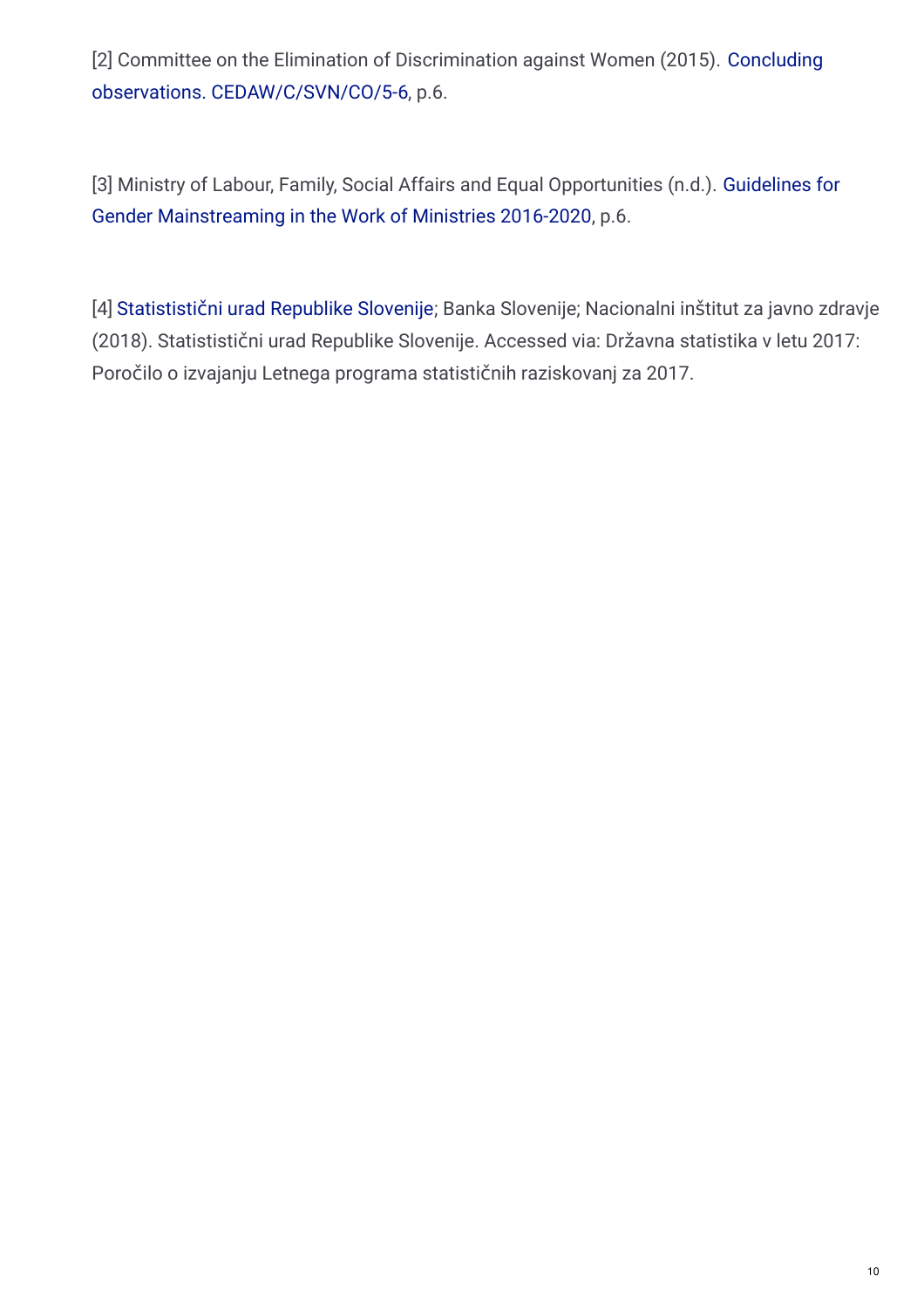[2] Committee on the Elimination of Discrimination against Women (2015). Concluding observations. CEDAW/C/SVN/CO/5-6, p.6.

[3] Ministry of Labour, Family, Social Affairs and Equal Opportunities (n.d.). Guidelines for Gender Mainstreaming in the Work of Ministries 2016-2020, p.6.

[4] Statistični urad Republike Slovenije; Banka Slovenije; Nacionalni inštitut za javno zdravje (2018). Statistični urad Republike Slovenije. Accessed via: Državna statistika v letu 2017: Poročilo o izvajanju Letnega programa statističnih raziskovanj za 2017.